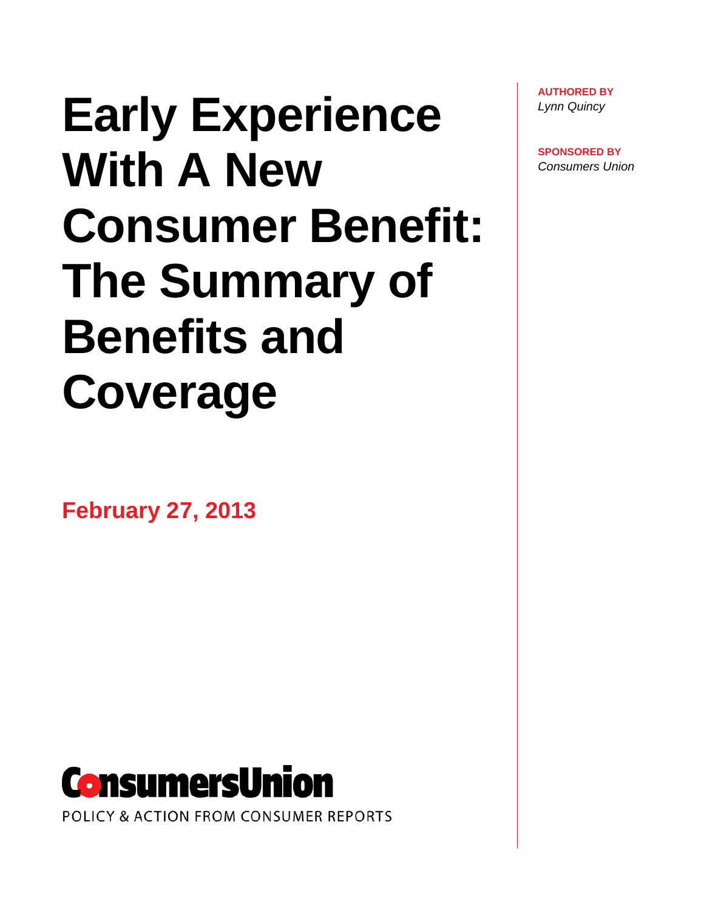# Early Experience With A New Consumer Benefit: The Summary of Benefits and Coverage

**February 27, 2013**

**AUTHORED BY**
*Lynn Quincy*

**SPONSORED BY**
*Consumers Union*

ConsumersUnion

POLICY & ACTION FROM CONSUMER REPORTS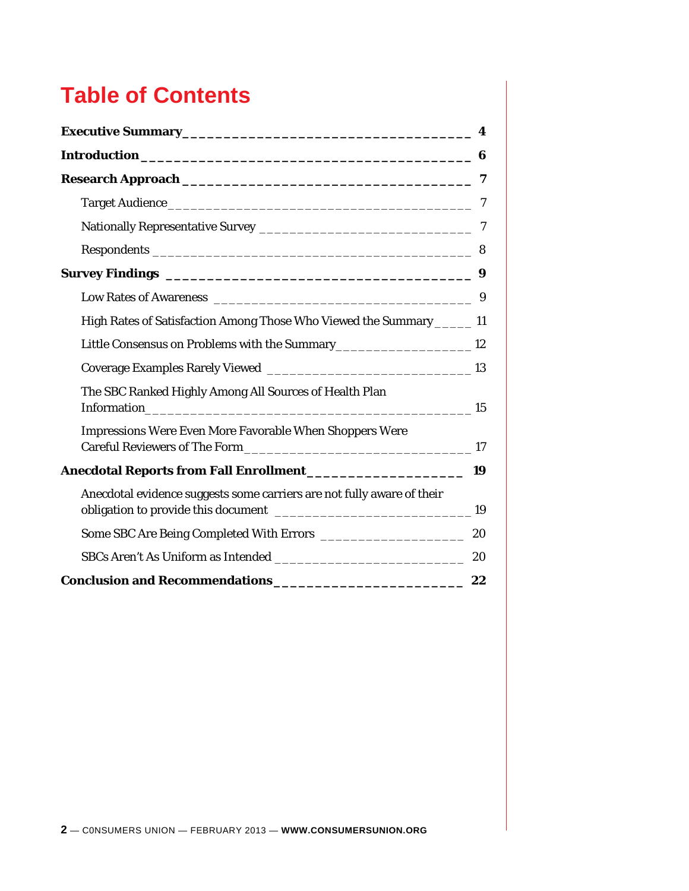# Table of Contents

**Executive Summary** **4**

**Introduction** **6**

**Research Approach** **7**

- Target Audience 7
- Nationally Representative Survey 7
- Respondents 8

**Survey Findings** **9**

- Low Rates of Awareness 9
- High Rates of Satisfaction Among Those Who Viewed the Summary 11
- Little Consensus on Problems with the Summary 12
- Coverage Examples Rarely Viewed 13
- The SBC Ranked Highly Among All Sources of Health Plan Information 15
- Impressions Were Even More Favorable When Shoppers Were Careful Reviewers of The Form 17

**Anecdotal Reports from Fall Enrollment** **19**

- Anecdotal evidence suggests some carriers are not fully aware of their obligation to provide this document 19
- Some SBC Are Being Completed With Errors 20
- SBCs Aren't As Uniform as Intended 20

**Conclusion and Recommendations** **22**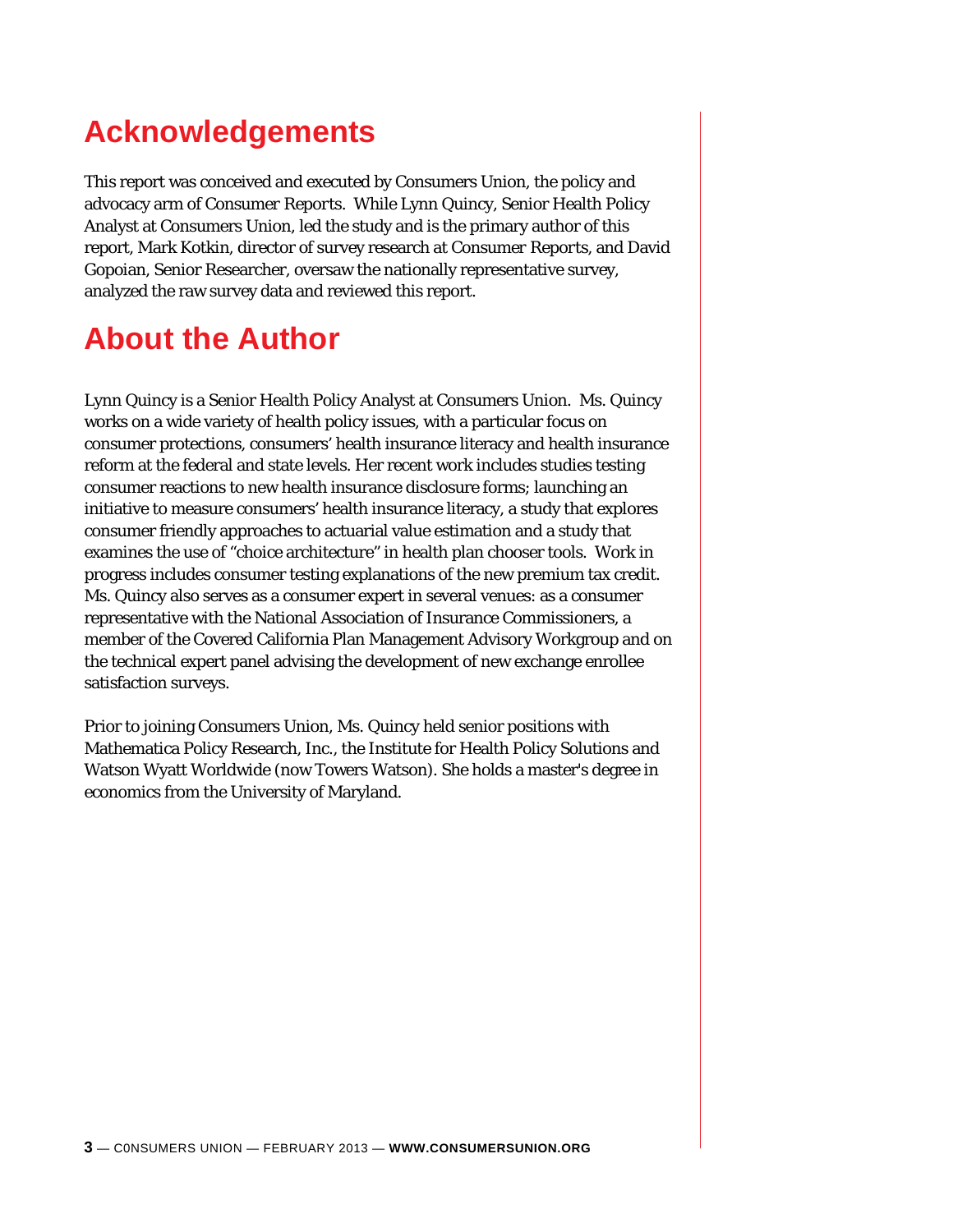# Acknowledgements

This report was conceived and executed by Consumers Union, the policy and advocacy arm of Consumer Reports. While Lynn Quincy, Senior Health Policy Analyst at Consumers Union, led the study and is the primary author of this report, Mark Kotkin, director of survey research at Consumer Reports, and David Gopoian, Senior Researcher, oversaw the nationally representative survey, analyzed the raw survey data and reviewed this report.

# About the Author

Lynn Quincy is a Senior Health Policy Analyst at Consumers Union. Ms. Quincy works on a wide variety of health policy issues, with a particular focus on consumer protections, consumers' health insurance literacy and health insurance reform at the federal and state levels. Her recent work includes studies testing consumer reactions to new health insurance disclosure forms; launching an initiative to measure consumers' health insurance literacy, a study that explores consumer friendly approaches to actuarial value estimation and a study that examines the use of "choice architecture" in health plan chooser tools. Work in progress includes consumer testing explanations of the new premium tax credit. Ms. Quincy also serves as a consumer expert in several venues: as a consumer representative with the National Association of Insurance Commissioners, a member of the Covered California Plan Management Advisory Workgroup and on the technical expert panel advising the development of new exchange enrollee satisfaction surveys.

Prior to joining Consumers Union, Ms. Quincy held senior positions with Mathematica Policy Research, Inc., the Institute for Health Policy Solutions and Watson Wyatt Worldwide (now Towers Watson). She holds a master's degree in economics from the University of Maryland.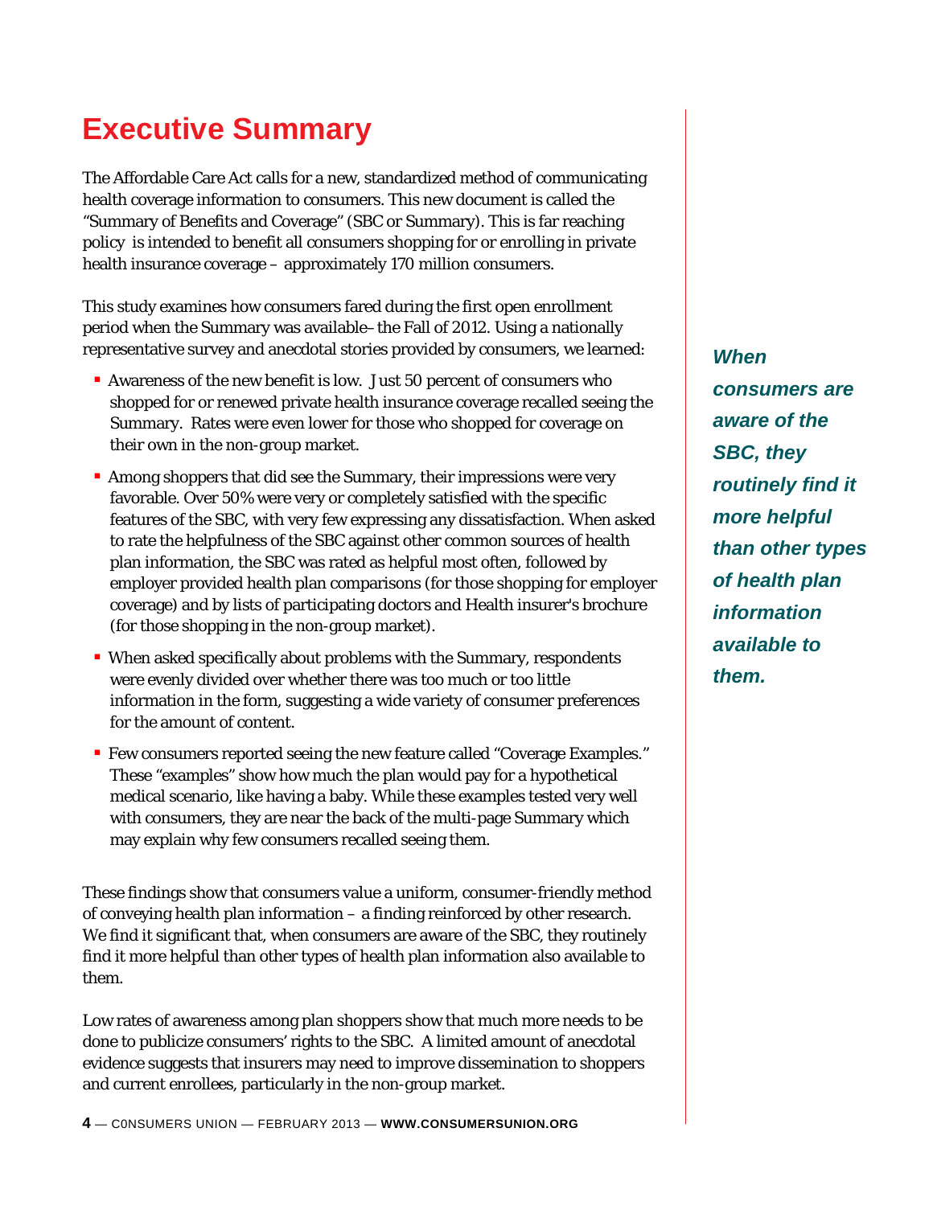# Executive Summary

The Affordable Care Act calls for a new, standardized method of communicating health coverage information to consumers. This new document is called the "Summary of Benefits and Coverage" (SBC or Summary). This is far reaching policy is intended to benefit all consumers shopping for or enrolling in private health insurance coverage – approximately 170 million consumers.

This study examines how consumers fared during the first open enrollment period when the Summary was available– the Fall of 2012. Using a nationally representative survey and anecdotal stories provided by consumers, we learned:

- Awareness of the new benefit is low. Just 50 percent of consumers who shopped for or renewed private health insurance coverage recalled seeing the Summary. Rates were even lower for those who shopped for coverage on their own in the non-group market.
- Among shoppers that did see the Summary, their impressions were very favorable. Over 50% were very or completely satisfied with the specific features of the SBC, with very few expressing any dissatisfaction. When asked to rate the helpfulness of the SBC against other common sources of health plan information, the SBC was rated as helpful most often, followed by employer provided health plan comparisons (for those shopping for employer coverage) and by lists of participating doctors and Health insurer's brochure (for those shopping in the non-group market).
- When asked specifically about problems with the Summary, respondents were evenly divided over whether there was too much or too little information in the form, suggesting a wide variety of consumer preferences for the amount of content.
- Few consumers reported seeing the new feature called "Coverage Examples." These "examples" show how much the plan would pay for a hypothetical medical scenario, like having a baby. While these examples tested very well with consumers, they are near the back of the multi-page Summary which may explain why few consumers recalled seeing them.

These findings show that consumers value a uniform, consumer-friendly method of conveying health plan information – a finding reinforced by other research. We find it significant that, when consumers are aware of the SBC, they routinely find it more helpful than other types of health plan information also available to them.

Low rates of awareness among plan shoppers show that much more needs to be done to publicize consumers' rights to the SBC. A limited amount of anecdotal evidence suggests that insurers may need to improve dissemination to shoppers and current enrollees, particularly in the non-group market.

***When consumers are aware of the SBC, they routinely find it more helpful than other types of health plan information available to them.***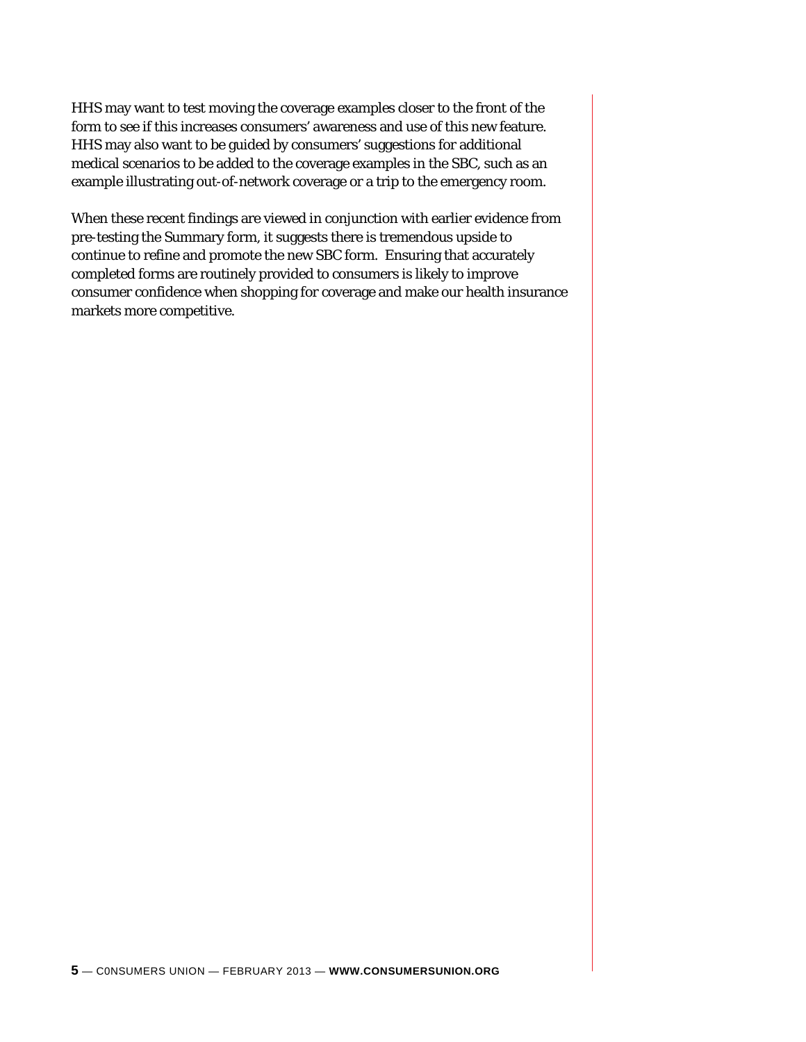HHS may want to test moving the coverage examples closer to the front of the form to see if this increases consumers' awareness and use of this new feature. HHS may also want to be guided by consumers' suggestions for additional medical scenarios to be added to the coverage examples in the SBC, such as an example illustrating out-of-network coverage or a trip to the emergency room.

When these recent findings are viewed in conjunction with earlier evidence from pre-testing the Summary form, it suggests there is tremendous upside to continue to refine and promote the new SBC form. Ensuring that accurately completed forms are routinely provided to consumers is likely to improve consumer confidence when shopping for coverage and make our health insurance markets more competitive.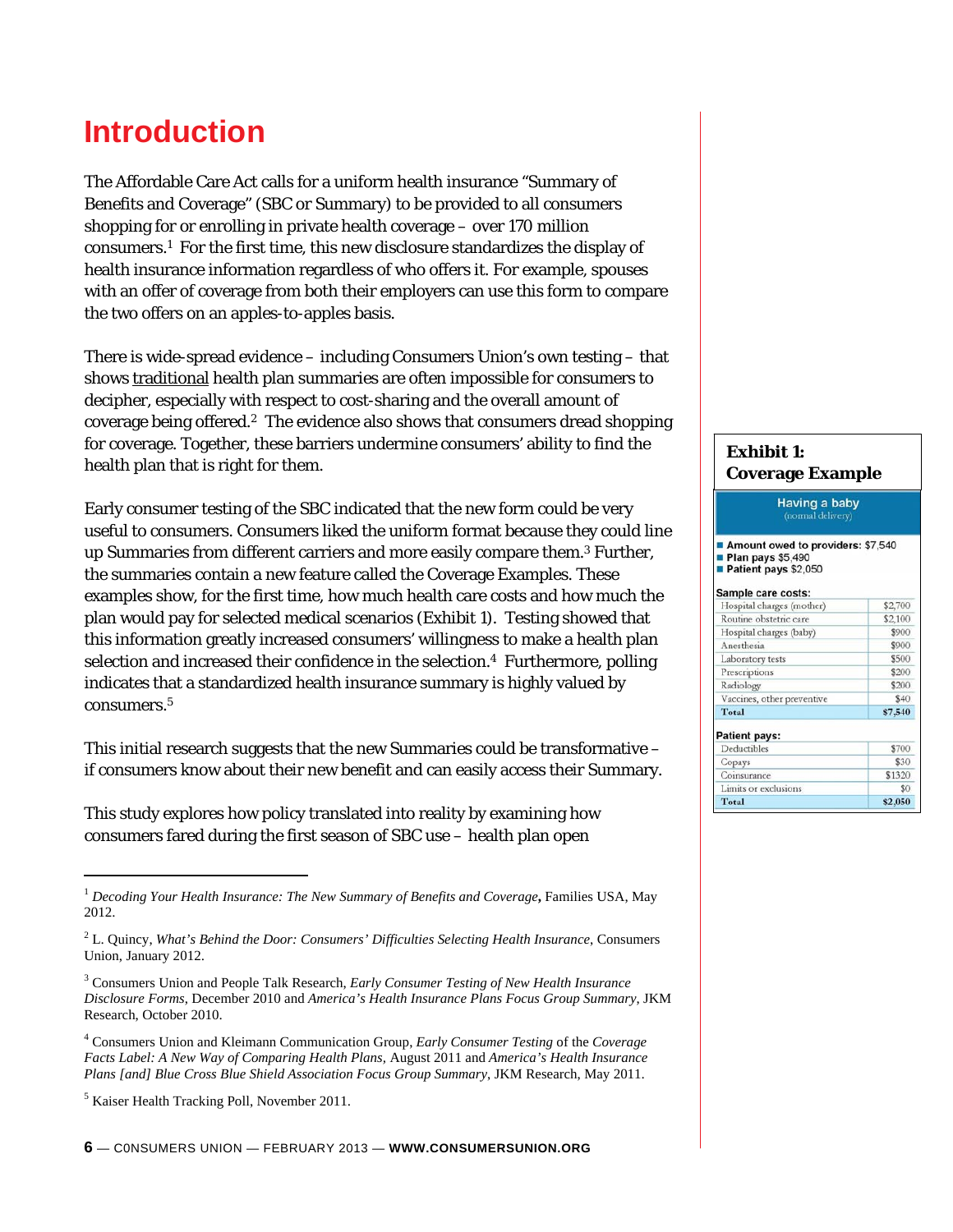# Introduction

The Affordable Care Act calls for a uniform health insurance "Summary of Benefits and Coverage" (SBC or Summary) to be provided to all consumers shopping for or enrolling in private health coverage – over 170 million consumers.[1] For the first time, this new disclosure standardizes the display of health insurance information regardless of who offers it. For example, spouses with an offer of coverage from both their employers can use this form to compare the two offers on an apples-to-apples basis.

There is wide-spread evidence – including Consumers Union's own testing – that shows traditional health plan summaries are often impossible for consumers to decipher, especially with respect to cost-sharing and the overall amount of coverage being offered.[2] The evidence also shows that consumers dread shopping for coverage. Together, these barriers undermine consumers' ability to find the health plan that is right for them.

Early consumer testing of the SBC indicated that the new form could be very useful to consumers. Consumers liked the uniform format because they could line up Summaries from different carriers and more easily compare them.[3] Further, the summaries contain a new feature called the Coverage Examples. These examples show, for the first time, how much health care costs and how much the plan would pay for selected medical scenarios (Exhibit 1). Testing showed that this information greatly increased consumers' willingness to make a health plan selection and increased their confidence in the selection.[4] Furthermore, polling indicates that a standardized health insurance summary is highly valued by consumers.[5]

This initial research suggests that the new Summaries could be transformative – if consumers know about their new benefit and can easily access their Summary.

This study explores how policy translated into reality by examining how consumers fared during the first season of SBC use – health plan open

**Exhibit 1: Coverage Example**

**Having a baby**
(normal delivery)

- **Amount owed to providers:** $7,540
- **Plan pays** $5,490
- **Patient pays** $2,050

**Sample care costs:**

| | |
|---|---|
| Hospital charges (mother) | $2,700 |
| Routine obstetric care | $2,100 |
| Hospital charges (baby) | $900 |
| Anesthesia | $900 |
| Laboratory tests | $500 |
| Prescriptions | $200 |
| Radiology | $200 |
| Vaccines, other preventive | $40 |
| **Total** | **$7,540** |

**Patient pays:**

| | |
|---|---|
| Deductibles | $700 |
| Copays | $30 |
| Coinsurance | $1320 |
| Limits or exclusions | $0 |
| **Total** | **$2,050** |

---

[1] *Decoding Your Health Insurance: The New Summary of Benefits and Coverage*, Families USA, May 2012.

[2] L. Quincy, *What's Behind the Door: Consumers' Difficulties Selecting Health Insurance*, Consumers Union, January 2012.

[3] Consumers Union and People Talk Research, *Early Consumer Testing of New Health Insurance Disclosure Forms*, December 2010 and *America's Health Insurance Plans Focus Group Summary*, JKM Research, October 2010.

[4] Consumers Union and Kleimann Communication Group, *Early Consumer Testing* of the *Coverage Facts Label: A New Way of Comparing Health Plans*, August 2011 and *America's Health Insurance Plans [and] Blue Cross Blue Shield Association Focus Group Summary*, JKM Research, May 2011.

[5] Kaiser Health Tracking Poll, November 2011.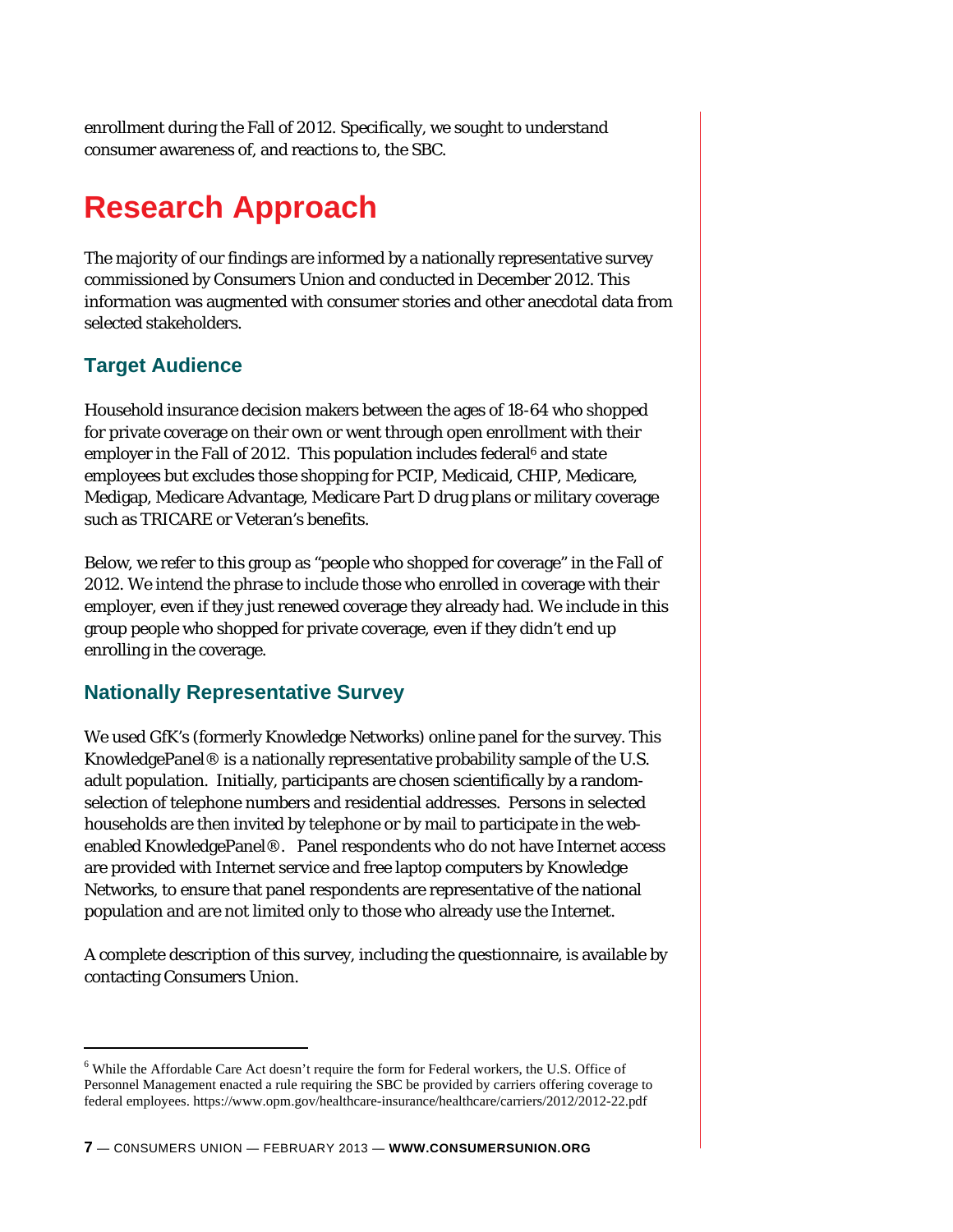enrollment during the Fall of 2012. Specifically, we sought to understand consumer awareness of, and reactions to, the SBC.

# Research Approach

The majority of our findings are informed by a nationally representative survey commissioned by Consumers Union and conducted in December 2012. This information was augmented with consumer stories and other anecdotal data from selected stakeholders.

## Target Audience

Household insurance decision makers between the ages of 18-64 who shopped for private coverage on their own or went through open enrollment with their employer in the Fall of 2012. This population includes federal[6] and state employees but excludes those shopping for PCIP, Medicaid, CHIP, Medicare, Medigap, Medicare Advantage, Medicare Part D drug plans or military coverage such as TRICARE or Veteran's benefits.

Below, we refer to this group as "people who shopped for coverage" in the Fall of 2012. We intend the phrase to include those who enrolled in coverage with their employer, even if they just renewed coverage they already had. We include in this group people who shopped for private coverage, even if they didn't end up enrolling in the coverage.

## Nationally Representative Survey

We used GfK's (formerly Knowledge Networks) online panel for the survey. This KnowledgePanel® is a nationally representative probability sample of the U.S. adult population. Initially, participants are chosen scientifically by a random-selection of telephone numbers and residential addresses. Persons in selected households are then invited by telephone or by mail to participate in the web-enabled KnowledgePanel®. Panel respondents who do not have Internet access are provided with Internet service and free laptop computers by Knowledge Networks, to ensure that panel respondents are representative of the national population and are not limited only to those who already use the Internet.

A complete description of this survey, including the questionnaire, is available by contacting Consumers Union.

---

[6] While the Affordable Care Act doesn't require the form for Federal workers, the U.S. Office of Personnel Management enacted a rule requiring the SBC be provided by carriers offering coverage to federal employees. https://www.opm.gov/healthcare-insurance/healthcare/carriers/2012/2012-22.pdf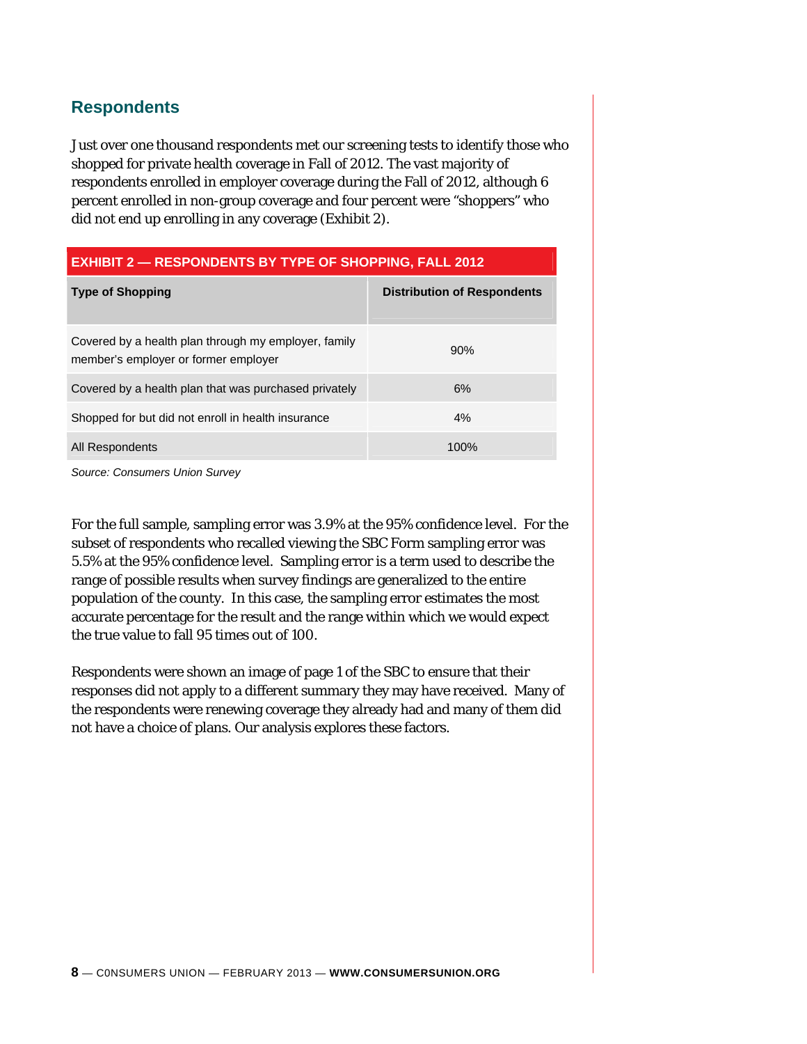## Respondents

Just over one thousand respondents met our screening tests to identify those who shopped for private health coverage in Fall of 2012. The vast majority of respondents enrolled in employer coverage during the Fall of 2012, although 6 percent enrolled in non-group coverage and four percent were "shoppers" who did not end up enrolling in any coverage (Exhibit 2).

**EXHIBIT 2 — RESPONDENTS BY TYPE OF SHOPPING, FALL 2012**

| Type of Shopping | Distribution of Respondents |
|---|---|
| Covered by a health plan through my employer, family member's employer or former employer | 90% |
| Covered by a health plan that was purchased privately | 6% |
| Shopped for but did not enroll in health insurance | 4% |
| All Respondents | 100% |

*Source: Consumers Union Survey*

For the full sample, sampling error was 3.9% at the 95% confidence level. For the subset of respondents who recalled viewing the SBC Form sampling error was 5.5% at the 95% confidence level. Sampling error is a term used to describe the range of possible results when survey findings are generalized to the entire population of the county. In this case, the sampling error estimates the most accurate percentage for the result and the range within which we would expect the true value to fall 95 times out of 100.

Respondents were shown an image of page 1 of the SBC to ensure that their responses did not apply to a different summary they may have received. Many of the respondents were renewing coverage they already had and many of them did not have a choice of plans. Our analysis explores these factors.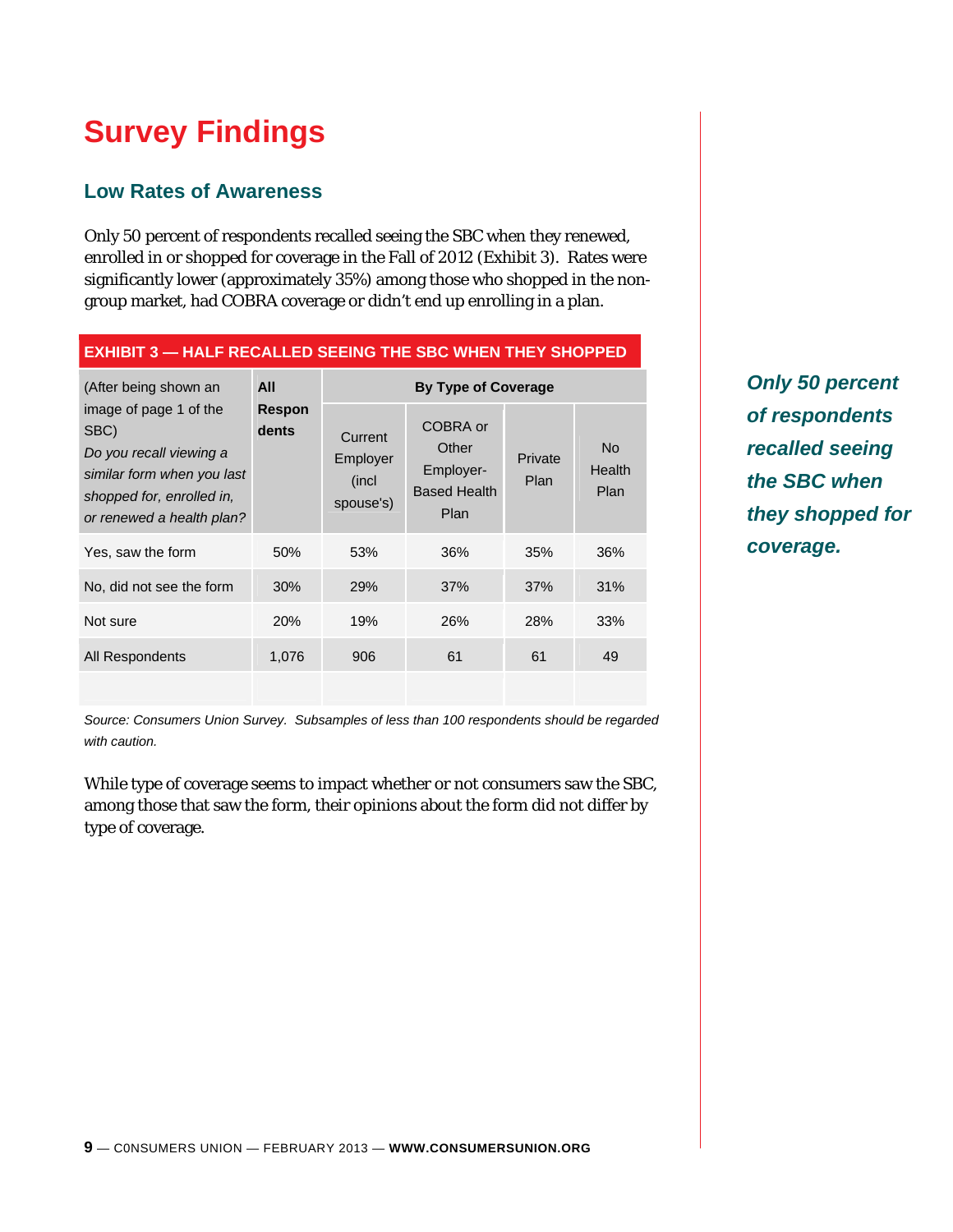# Survey Findings

## Low Rates of Awareness

Only 50 percent of respondents recalled seeing the SBC when they renewed, enrolled in or shopped for coverage in the Fall of 2012 (Exhibit 3). Rates were significantly lower (approximately 35%) among those who shopped in the non-group market, had COBRA coverage or didn't end up enrolling in a plan.

**EXHIBIT 3 — HALF RECALLED SEEING THE SBC WHEN THEY SHOPPED**

| (After being shown an image of page 1 of the SBC) *Do you recall viewing a similar form when you last shopped for, enrolled in, or renewed a health plan?* | **All Respondents** | **By Type of Coverage** | | | |
|---|---|---|---|---|---|
| | | Current Employer (incl spouse's) | COBRA or Other Employer-Based Health Plan | Private Plan | No Health Plan |
| Yes, saw the form | 50% | 53% | 36% | 35% | 36% |
| No, did not see the form | 30% | 29% | 37% | 37% | 31% |
| Not sure | 20% | 19% | 26% | 28% | 33% |
| All Respondents | 1,076 | 906 | 61 | 61 | 49 |

*Source: Consumers Union Survey. Subsamples of less than 100 respondents should be regarded with caution.*

***Only 50 percent of respondents recalled seeing the SBC when they shopped for coverage.***

While type of coverage seems to impact whether or not consumers saw the SBC, among those that saw the form, their opinions about the form did not differ by type of coverage.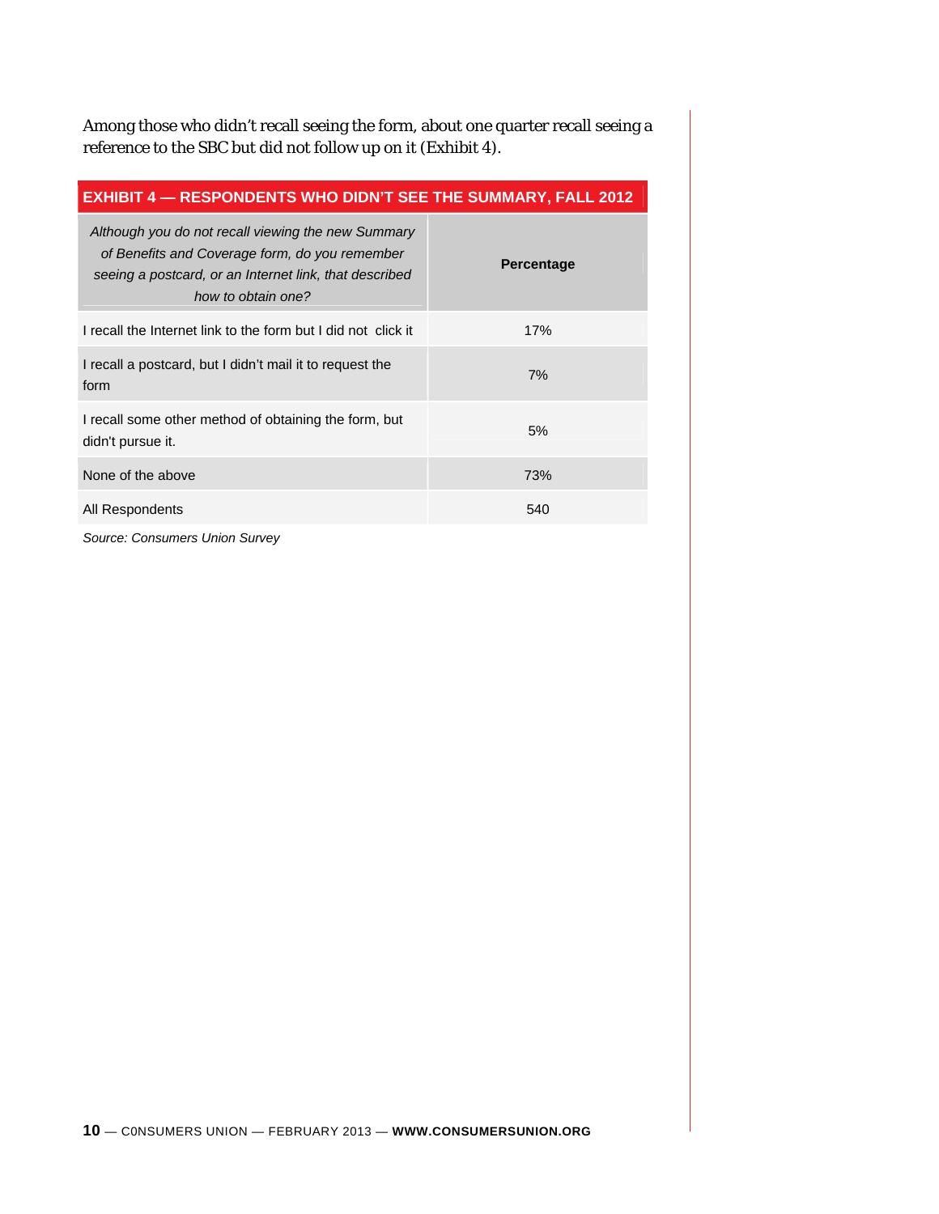Among those who didn't recall seeing the form, about one quarter recall seeing a reference to the SBC but did not follow up on it (Exhibit 4).

**EXHIBIT 4 — RESPONDENTS WHO DIDN'T SEE THE SUMMARY, FALL 2012**

| *Although you do not recall viewing the new Summary of Benefits and Coverage form, do you remember seeing a postcard, or an Internet link, that described how to obtain one?* | **Percentage** |
|---|---|
| I recall the Internet link to the form but I did not click it | 17% |
| I recall a postcard, but I didn't mail it to request the form | 7% |
| I recall some other method of obtaining the form, but didn't pursue it. | 5% |
| None of the above | 73% |
| All Respondents | 540 |

*Source: Consumers Union Survey*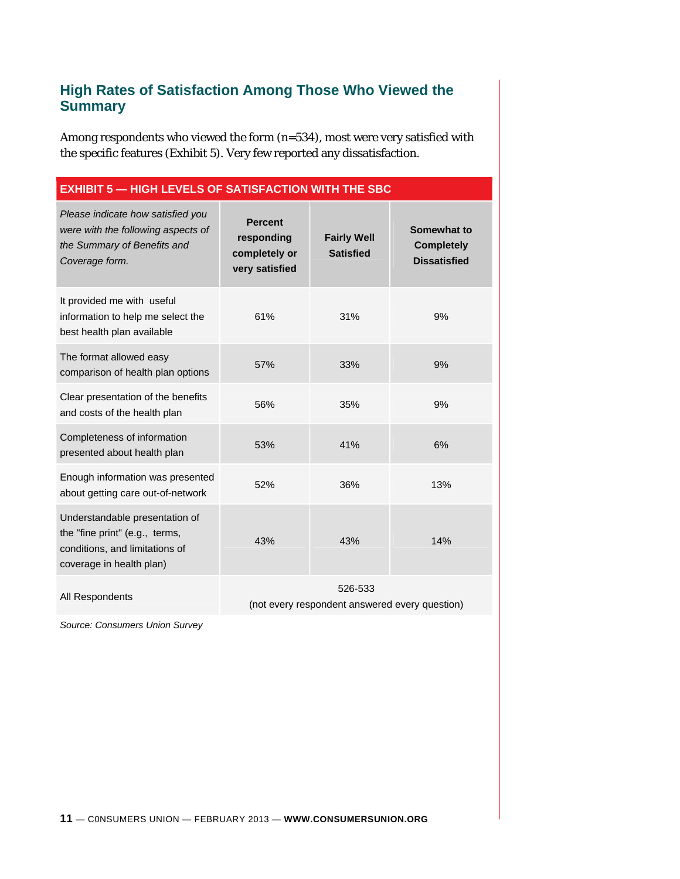## High Rates of Satisfaction Among Those Who Viewed the Summary

Among respondents who viewed the form (n=534), most were very satisfied with the specific features (Exhibit 5). Very few reported any dissatisfaction.

**EXHIBIT 5 — HIGH LEVELS OF SATISFACTION WITH THE SBC**

| *Please indicate how satisfied you were with the following aspects of the Summary of Benefits and Coverage form.* | Percent responding completely or very satisfied | Fairly Well Satisfied | Somewhat to Completely Dissatisfied |
|---|---|---|---|
| It provided me with useful information to help me select the best health plan available | 61% | 31% | 9% |
| The format allowed easy comparison of health plan options | 57% | 33% | 9% |
| Clear presentation of the benefits and costs of the health plan | 56% | 35% | 9% |
| Completeness of information presented about health plan | 53% | 41% | 6% |
| Enough information was presented about getting care out-of-network | 52% | 36% | 13% |
| Understandable presentation of the "fine print" (e.g., terms, conditions, and limitations of coverage in health plan) | 43% | 43% | 14% |
| All Respondents | 526-533 (not every respondent answered every question) | | |

*Source: Consumers Union Survey*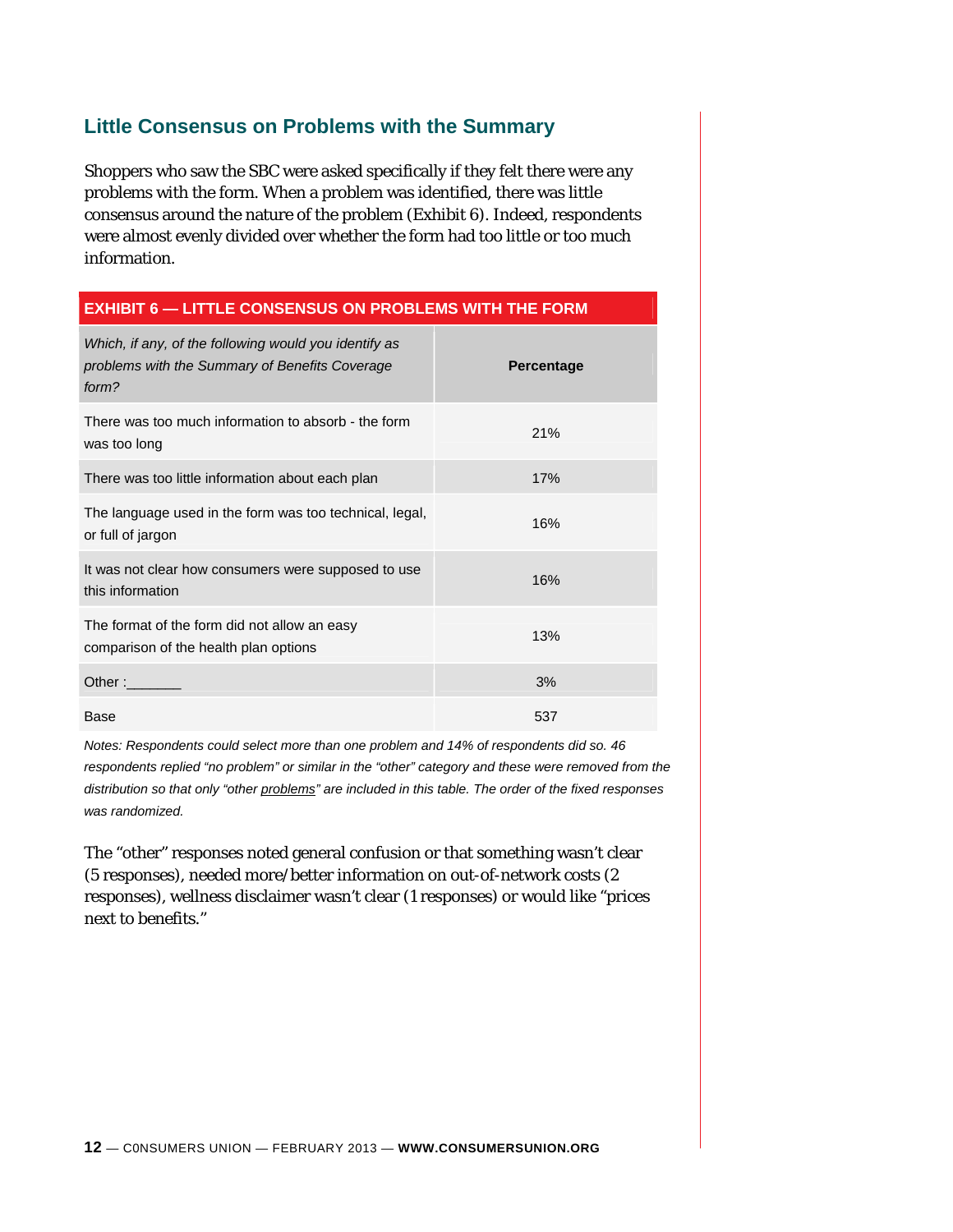## Little Consensus on Problems with the Summary

Shoppers who saw the SBC were asked specifically if they felt there were any problems with the form. When a problem was identified, there was little consensus around the nature of the problem (Exhibit 6). Indeed, respondents were almost evenly divided over whether the form had too little or too much information.

**EXHIBIT 6 — LITTLE CONSENSUS ON PROBLEMS WITH THE FORM**

| *Which, if any, of the following would you identify as problems with the Summary of Benefits Coverage form?* | **Percentage** |
|---|---|
| There was too much information to absorb - the form was too long | 21% |
| There was too little information about each plan | 17% |
| The language used in the form was too technical, legal, or full of jargon | 16% |
| It was not clear how consumers were supposed to use this information | 16% |
| The format of the form did not allow an easy comparison of the health plan options | 13% |
| Other :_______ | 3% |
| Base | 537 |

*Notes: Respondents could select more than one problem and 14% of respondents did so. 46 respondents replied "no problem" or similar in the "other" category and these were removed from the distribution so that only "other problems" are included in this table. The order of the fixed responses was randomized.*

The "other" responses noted general confusion or that something wasn't clear (5 responses), needed more/better information on out-of-network costs (2 responses), wellness disclaimer wasn't clear (1 responses) or would like "prices next to benefits."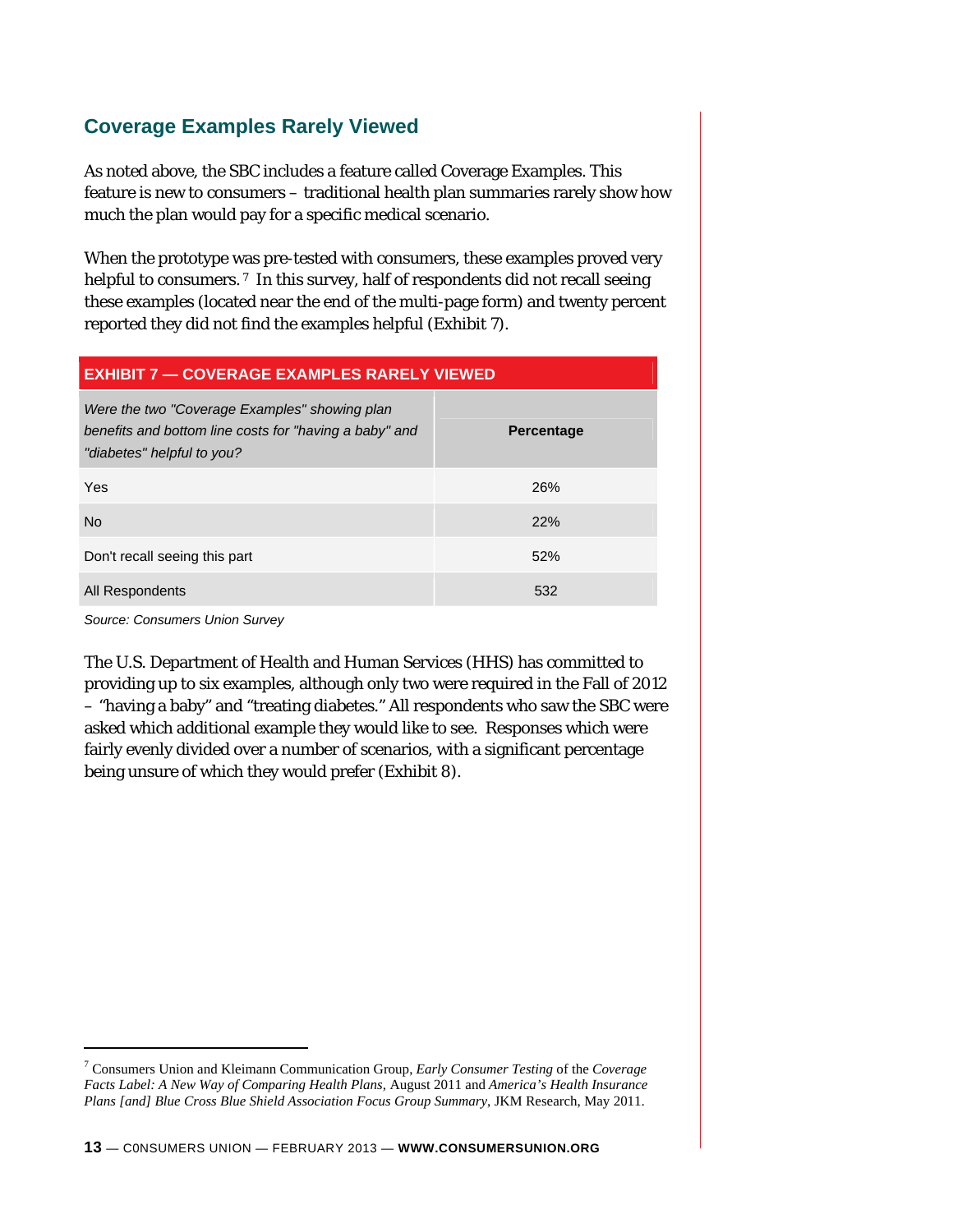## Coverage Examples Rarely Viewed

As noted above, the SBC includes a feature called Coverage Examples. This feature is new to consumers – traditional health plan summaries rarely show how much the plan would pay for a specific medical scenario.

When the prototype was pre-tested with consumers, these examples proved very helpful to consumers.[7] In this survey, half of respondents did not recall seeing these examples (located near the end of the multi-page form) and twenty percent reported they did not find the examples helpful (Exhibit 7).

**EXHIBIT 7 — COVERAGE EXAMPLES RARELY VIEWED**

| *Were the two "Coverage Examples" showing plan benefits and bottom line costs for "having a baby" and "diabetes" helpful to you?* | **Percentage** |
|---|---|
| Yes | 26% |
| No | 22% |
| Don't recall seeing this part | 52% |
| All Respondents | 532 |

*Source: Consumers Union Survey*

The U.S. Department of Health and Human Services (HHS) has committed to providing up to six examples, although only two were required in the Fall of 2012 – "having a baby" and "treating diabetes." All respondents who saw the SBC were asked which additional example they would like to see. Responses which were fairly evenly divided over a number of scenarios, with a significant percentage being unsure of which they would prefer (Exhibit 8).

---

[7] Consumers Union and Kleimann Communication Group, *Early Consumer Testing* of the *Coverage Facts Label: A New Way of Comparing Health Plans*, August 2011 and *America's Health Insurance Plans [and] Blue Cross Blue Shield Association Focus Group Summary*, JKM Research, May 2011.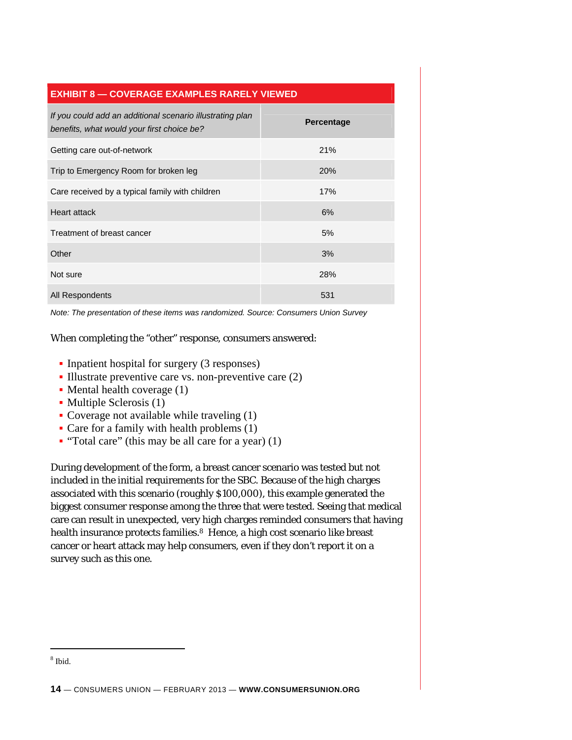**EXHIBIT 8 — COVERAGE EXAMPLES RARELY VIEWED**

| *If you could add an additional scenario illustrating plan benefits, what would your first choice be?* | Percentage |
|---|---|
| Getting care out-of-network | 21% |
| Trip to Emergency Room for broken leg | 20% |
| Care received by a typical family with children | 17% |
| Heart attack | 6% |
| Treatment of breast cancer | 5% |
| Other | 3% |
| Not sure | 28% |
| All Respondents | 531 |

*Note: The presentation of these items was randomized. Source: Consumers Union Survey*

When completing the "other" response, consumers answered:

- Inpatient hospital for surgery (3 responses)
- Illustrate preventive care vs. non-preventive care (2)
- Mental health coverage (1)
- Multiple Sclerosis (1)
- Coverage not available while traveling (1)
- Care for a family with health problems (1)
- "Total care" (this may be all care for a year) (1)

During development of the form, a breast cancer scenario was tested but not included in the initial requirements for the SBC. Because of the high charges associated with this scenario (roughly $100,000), this example generated the biggest consumer response among the three that were tested. Seeing that medical care can result in unexpected, very high charges reminded consumers that having health insurance protects families.[8] Hence, a high cost scenario like breast cancer or heart attack may help consumers, even if they don't report it on a survey such as this one.

[8] Ibid.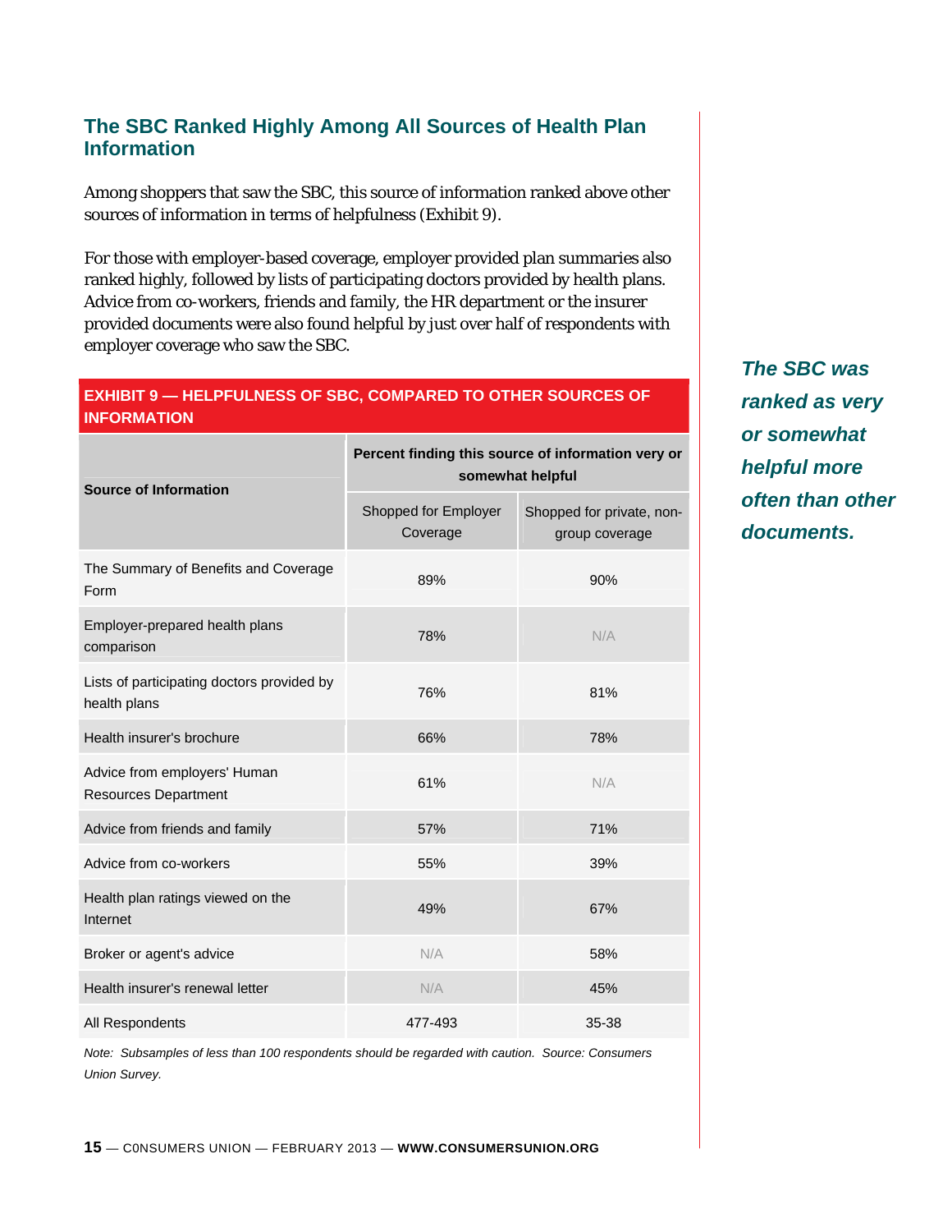## The SBC Ranked Highly Among All Sources of Health Plan Information

Among shoppers that saw the SBC, this source of information ranked above other sources of information in terms of helpfulness (Exhibit 9).

For those with employer-based coverage, employer provided plan summaries also ranked highly, followed by lists of participating doctors provided by health plans. Advice from co-workers, friends and family, the HR department or the insurer provided documents were also found helpful by just over half of respondents with employer coverage who saw the SBC.

***The SBC was ranked as very or somewhat helpful more often than other documents.***

**EXHIBIT 9 — HELPFULNESS OF SBC, COMPARED TO OTHER SOURCES OF INFORMATION**

| Source of Information | Percent finding this source of information very or somewhat helpful | |
|---|---|---|
| | Shopped for Employer Coverage | Shopped for private, non-group coverage |
| The Summary of Benefits and Coverage Form | 89% | 90% |
| Employer-prepared health plans comparison | 78% | N/A |
| Lists of participating doctors provided by health plans | 76% | 81% |
| Health insurer's brochure | 66% | 78% |
| Advice from employers' Human Resources Department | 61% | N/A |
| Advice from friends and family | 57% | 71% |
| Advice from co-workers | 55% | 39% |
| Health plan ratings viewed on the Internet | 49% | 67% |
| Broker or agent's advice | N/A | 58% |
| Health insurer's renewal letter | N/A | 45% |
| All Respondents | 477-493 | 35-38 |

*Note: Subsamples of less than 100 respondents should be regarded with caution. Source: Consumers Union Survey.*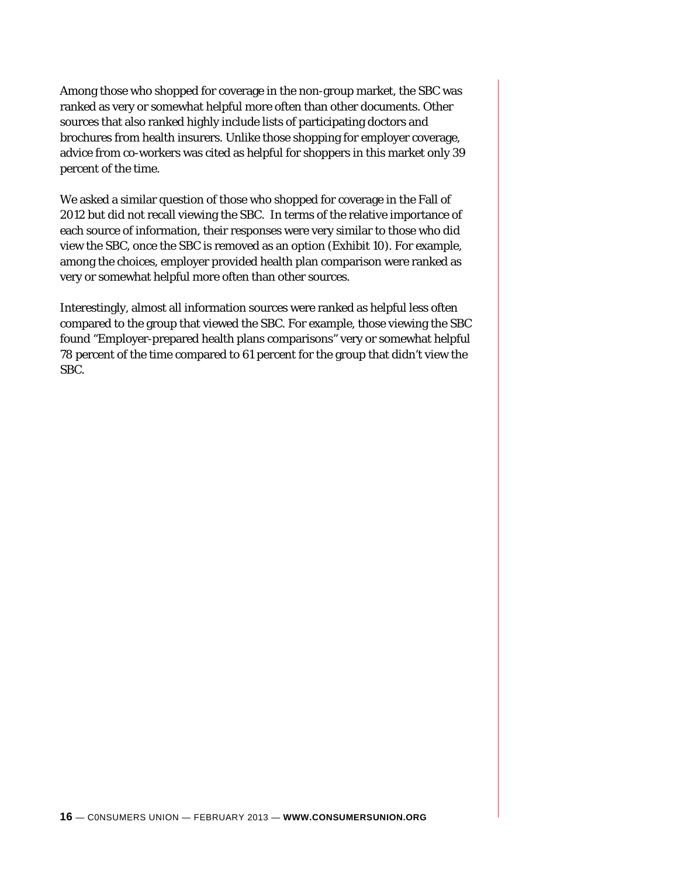Among those who shopped for coverage in the non-group market, the SBC was ranked as very or somewhat helpful more often than other documents. Other sources that also ranked highly include lists of participating doctors and brochures from health insurers. Unlike those shopping for employer coverage, advice from co-workers was cited as helpful for shoppers in this market only 39 percent of the time.

We asked a similar question of those who shopped for coverage in the Fall of 2012 but did not recall viewing the SBC. In terms of the relative importance of each source of information, their responses were very similar to those who did view the SBC, once the SBC is removed as an option (Exhibit 10). For example, among the choices, employer provided health plan comparison were ranked as very or somewhat helpful more often than other sources.

Interestingly, almost all information sources were ranked as helpful less often compared to the group that viewed the SBC. For example, those viewing the SBC found "Employer-prepared health plans comparisons" very or somewhat helpful 78 percent of the time compared to 61 percent for the group that didn't view the SBC.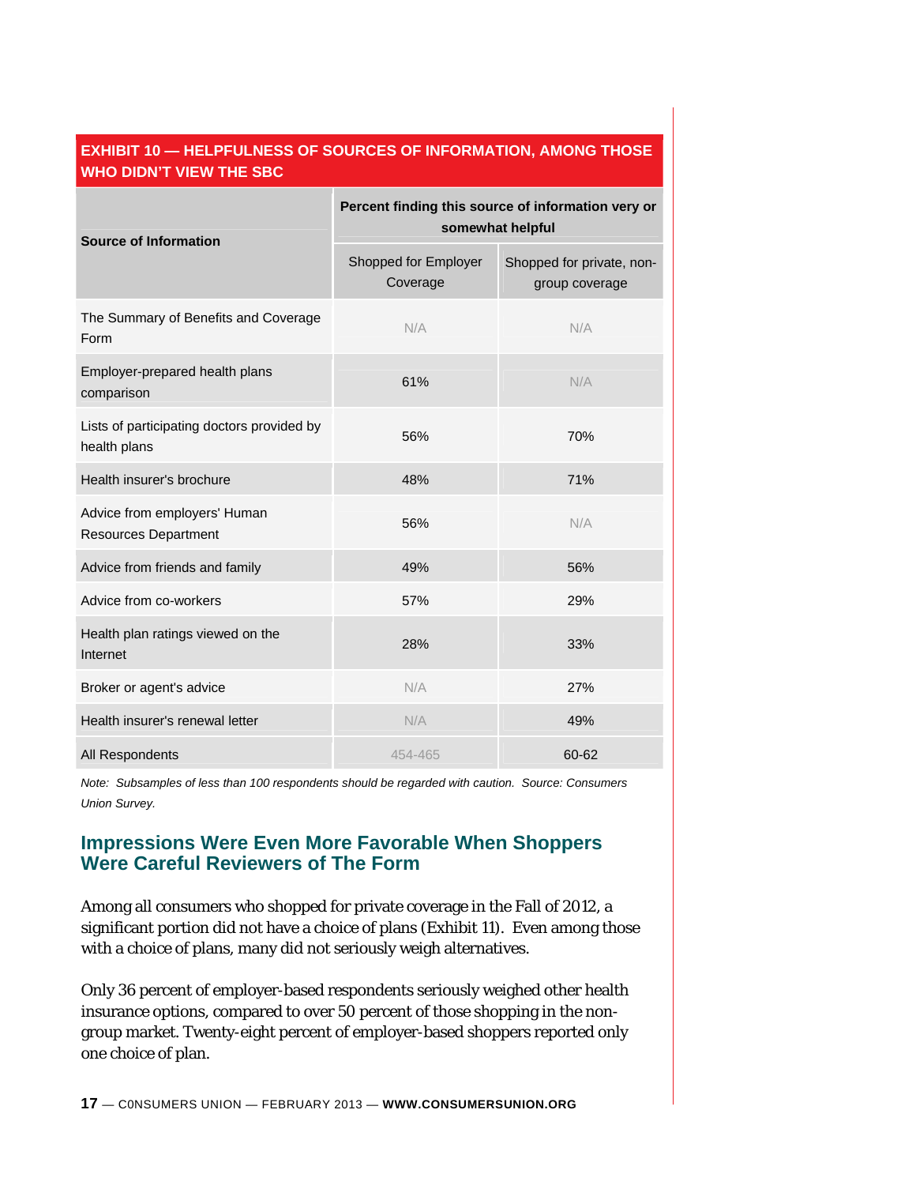**EXHIBIT 10 — HELPFULNESS OF SOURCES OF INFORMATION, AMONG THOSE WHO DIDN'T VIEW THE SBC**

| Source of Information | Percent finding this source of information very or somewhat helpful | |
|---|---|---|
| | Shopped for Employer Coverage | Shopped for private, non-group coverage |
| The Summary of Benefits and Coverage Form | N/A | N/A |
| Employer-prepared health plans comparison | 61% | N/A |
| Lists of participating doctors provided by health plans | 56% | 70% |
| Health insurer's brochure | 48% | 71% |
| Advice from employers' Human Resources Department | 56% | N/A |
| Advice from friends and family | 49% | 56% |
| Advice from co-workers | 57% | 29% |
| Health plan ratings viewed on the Internet | 28% | 33% |
| Broker or agent's advice | N/A | 27% |
| Health insurer's renewal letter | N/A | 49% |
| All Respondents | 454-465 | 60-62 |

*Note: Subsamples of less than 100 respondents should be regarded with caution. Source: Consumers Union Survey.*

## Impressions Were Even More Favorable When Shoppers Were Careful Reviewers of The Form

Among all consumers who shopped for private coverage in the Fall of 2012, a significant portion did not have a choice of plans (Exhibit 11). Even among those with a choice of plans, many did not seriously weigh alternatives.

Only 36 percent of employer-based respondents seriously weighed other health insurance options, compared to over 50 percent of those shopping in the non-group market. Twenty-eight percent of employer-based shoppers reported only one choice of plan.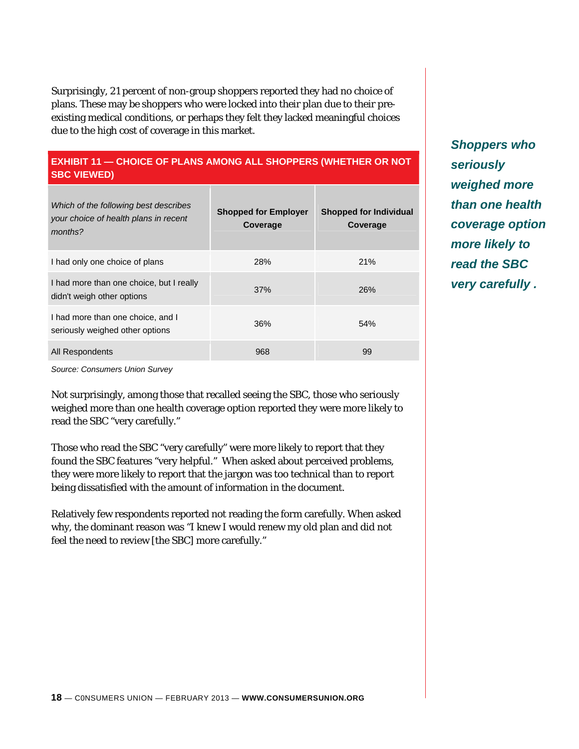Surprisingly, 21 percent of non-group shoppers reported they had no choice of plans. These may be shoppers who were locked into their plan due to their pre-existing medical conditions, or perhaps they felt they lacked meaningful choices due to the high cost of coverage in this market.

**EXHIBIT 11 — CHOICE OF PLANS AMONG ALL SHOPPERS (WHETHER OR NOT SBC VIEWED)**

| *Which of the following best describes your choice of health plans in recent months?* | **Shopped for Employer Coverage** | **Shopped for Individual Coverage** |
|---|---|---|
| I had only one choice of plans | 28% | 21% |
| I had more than one choice, but I really didn't weigh other options | 37% | 26% |
| I had more than one choice, and I seriously weighed other options | 36% | 54% |
| All Respondents | 968 | 99 |

*Source: Consumers Union Survey*

***Shoppers who seriously weighed more than one health coverage option more likely to read the SBC very carefully .***

Not surprisingly, among those that recalled seeing the SBC, those who seriously weighed more than one health coverage option reported they were more likely to read the SBC "very carefully."

Those who read the SBC "very carefully" were more likely to report that they found the SBC features "very helpful." When asked about perceived problems, they were more likely to report that the jargon was too technical than to report being dissatisfied with the amount of information in the document.

Relatively few respondents reported not reading the form carefully. When asked why, the dominant reason was "I knew I would renew my old plan and did not feel the need to review [the SBC] more carefully."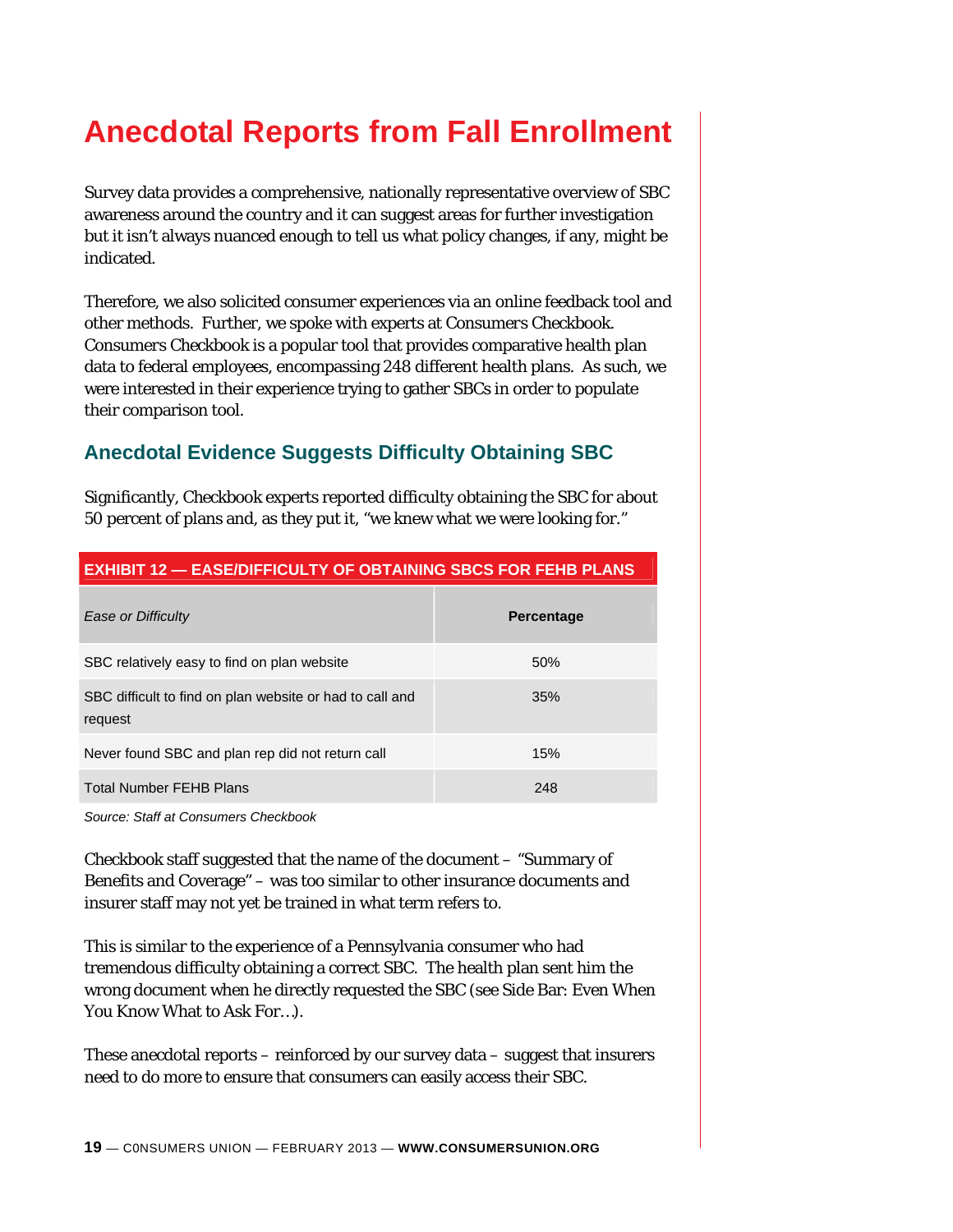# Anecdotal Reports from Fall Enrollment

Survey data provides a comprehensive, nationally representative overview of SBC awareness around the country and it can suggest areas for further investigation but it isn't always nuanced enough to tell us what policy changes, if any, might be indicated.

Therefore, we also solicited consumer experiences via an online feedback tool and other methods. Further, we spoke with experts at Consumers Checkbook. Consumers Checkbook is a popular tool that provides comparative health plan data to federal employees, encompassing 248 different health plans. As such, we were interested in their experience trying to gather SBCs in order to populate their comparison tool.

## Anecdotal Evidence Suggests Difficulty Obtaining SBC

Significantly, Checkbook experts reported difficulty obtaining the SBC for about 50 percent of plans and, as they put it, "we knew what we were looking for."

**EXHIBIT 12 — EASE/DIFFICULTY OF OBTAINING SBCS FOR FEHB PLANS**

| *Ease or Difficulty* | **Percentage** |
|---|---|
| SBC relatively easy to find on plan website | 50% |
| SBC difficult to find on plan website or had to call and request | 35% |
| Never found SBC and plan rep did not return call | 15% |
| Total Number FEHB Plans | 248 |

*Source: Staff at Consumers Checkbook*

Checkbook staff suggested that the name of the document – "Summary of Benefits and Coverage" – was too similar to other insurance documents and insurer staff may not yet be trained in what term refers to.

This is similar to the experience of a Pennsylvania consumer who had tremendous difficulty obtaining a correct SBC. The health plan sent him the wrong document when he directly requested the SBC (see Side Bar: Even When You Know What to Ask For…).

These anecdotal reports – reinforced by our survey data – suggest that insurers need to do more to ensure that consumers can easily access their SBC.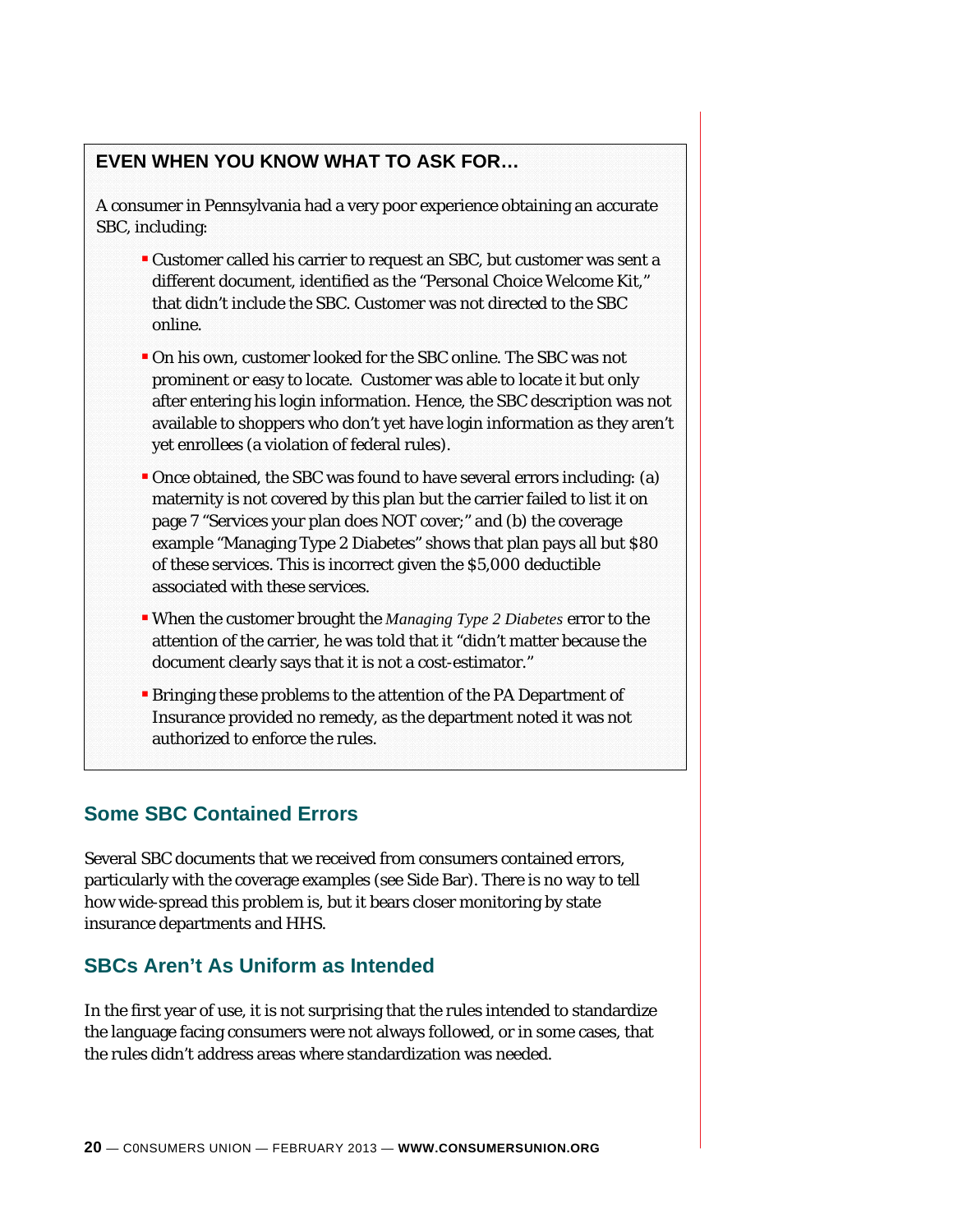### EVEN WHEN YOU KNOW WHAT TO ASK FOR…

A consumer in Pennsylvania had a very poor experience obtaining an accurate SBC, including:

- Customer called his carrier to request an SBC, but customer was sent a different document, identified as the "Personal Choice Welcome Kit," that didn't include the SBC. Customer was not directed to the SBC online.
- On his own, customer looked for the SBC online. The SBC was not prominent or easy to locate. Customer was able to locate it but only after entering his login information. Hence, the SBC description was not available to shoppers who don't yet have login information as they aren't yet enrollees (a violation of federal rules).
- Once obtained, the SBC was found to have several errors including: (a) maternity is not covered by this plan but the carrier failed to list it on page 7 "Services your plan does NOT cover;" and (b) the coverage example "Managing Type 2 Diabetes" shows that plan pays all but $80 of these services. This is incorrect given the $5,000 deductible associated with these services.
- When the customer brought the *Managing Type 2 Diabetes* error to the attention of the carrier, he was told that it "didn't matter because the document clearly says that it is not a cost-estimator."
- Bringing these problems to the attention of the PA Department of Insurance provided no remedy, as the department noted it was not authorized to enforce the rules.

## Some SBC Contained Errors

Several SBC documents that we received from consumers contained errors, particularly with the coverage examples (see Side Bar). There is no way to tell how wide-spread this problem is, but it bears closer monitoring by state insurance departments and HHS.

## SBCs Aren't As Uniform as Intended

In the first year of use, it is not surprising that the rules intended to standardize the language facing consumers were not always followed, or in some cases, that the rules didn't address areas where standardization was needed.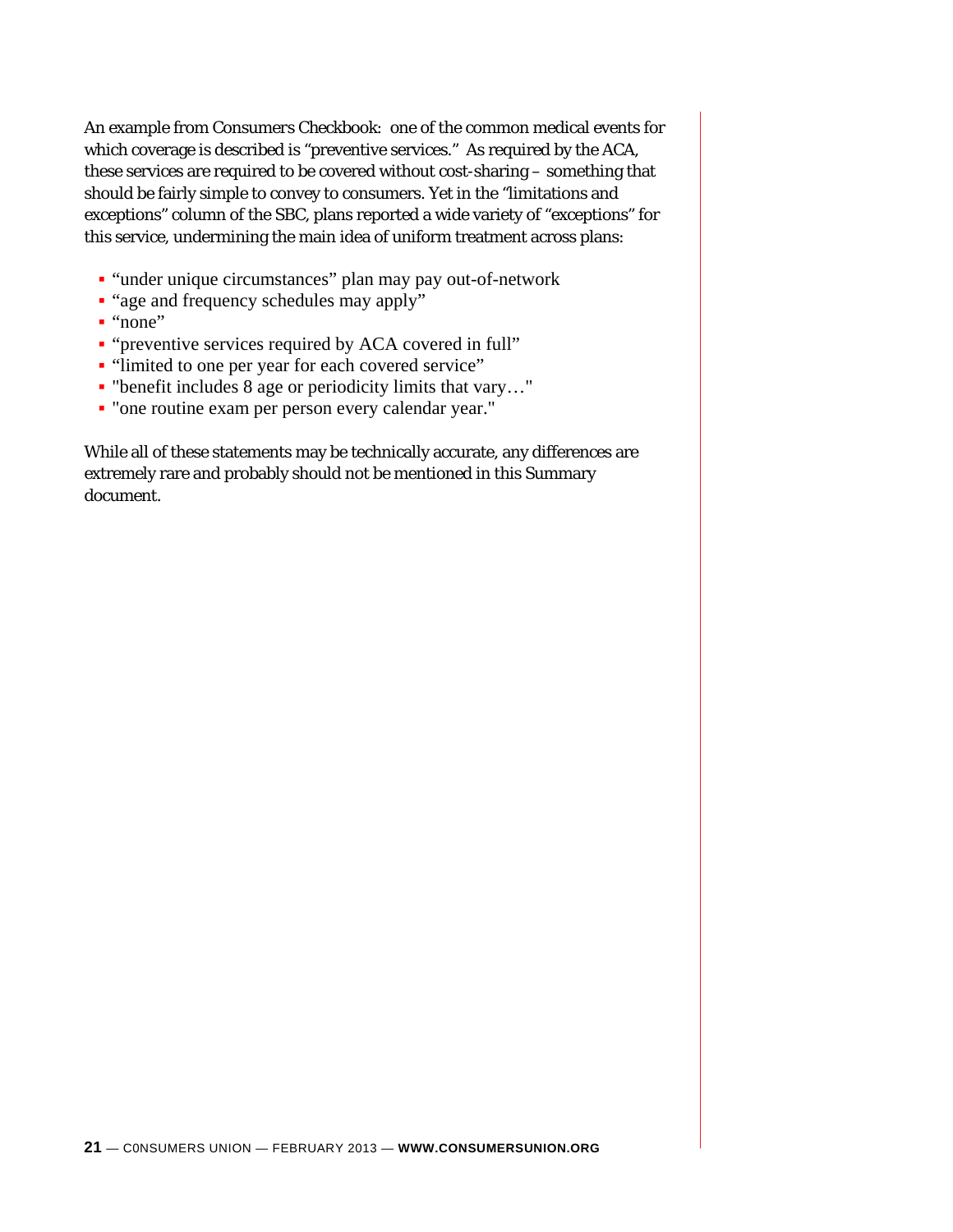An example from Consumers Checkbook: one of the common medical events for which coverage is described is "preventive services." As required by the ACA, these services are required to be covered without cost-sharing – something that should be fairly simple to convey to consumers. Yet in the "limitations and exceptions" column of the SBC, plans reported a wide variety of "exceptions" for this service, undermining the main idea of uniform treatment across plans:

- "under unique circumstances" plan may pay out-of-network
- "age and frequency schedules may apply"
- "none"
- "preventive services required by ACA covered in full"
- "limited to one per year for each covered service"
- "benefit includes 8 age or periodicity limits that vary…"
- "one routine exam per person every calendar year."

While all of these statements may be technically accurate, any differences are extremely rare and probably should not be mentioned in this Summary document.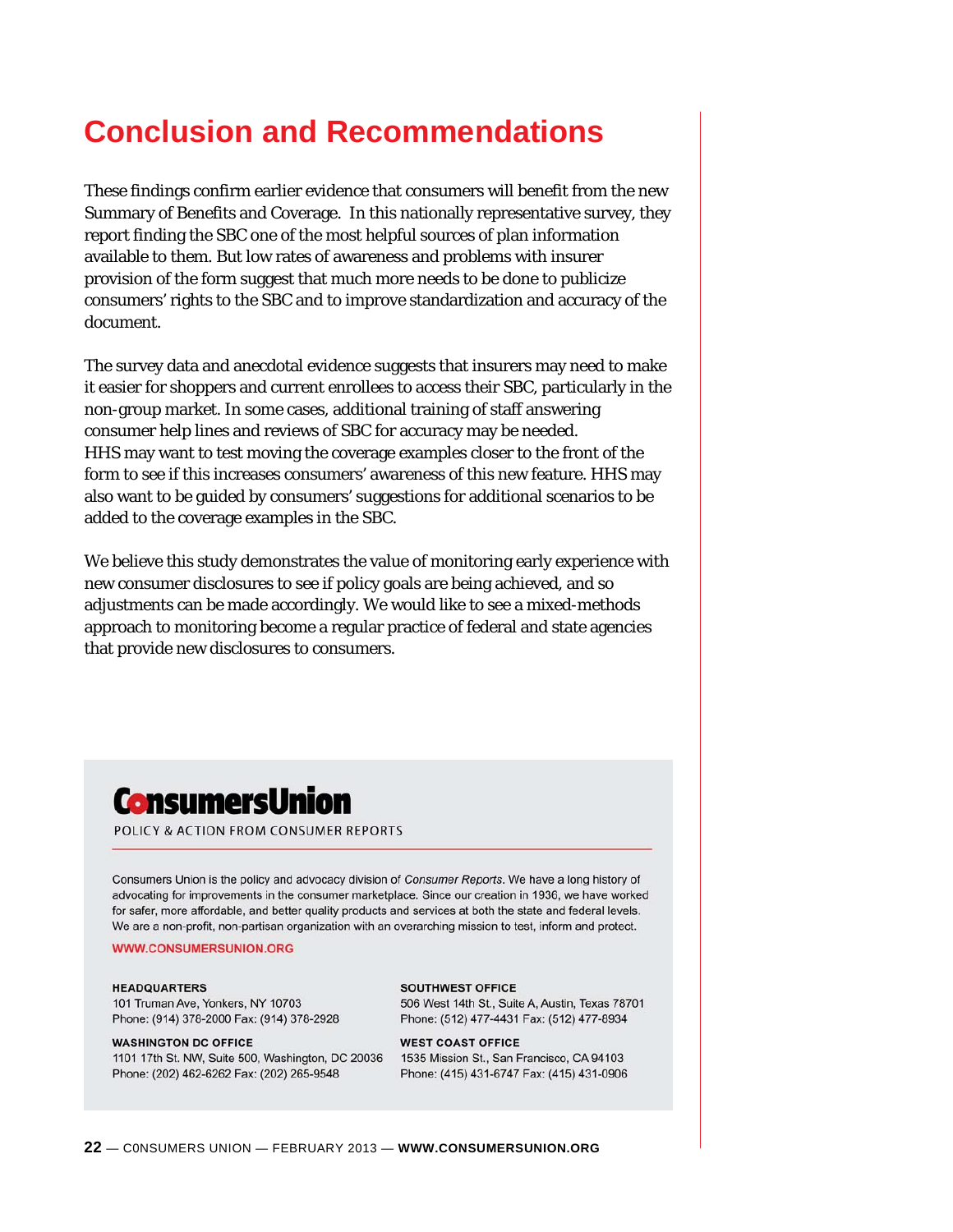# Conclusion and Recommendations

These findings confirm earlier evidence that consumers will benefit from the new Summary of Benefits and Coverage. In this nationally representative survey, they report finding the SBC one of the most helpful sources of plan information available to them. But low rates of awareness and problems with insurer provision of the form suggest that much more needs to be done to publicize consumers' rights to the SBC and to improve standardization and accuracy of the document.

The survey data and anecdotal evidence suggests that insurers may need to make it easier for shoppers and current enrollees to access their SBC, particularly in the non-group market. In some cases, additional training of staff answering consumer help lines and reviews of SBC for accuracy may be needed. HHS may want to test moving the coverage examples closer to the front of the form to see if this increases consumers' awareness of this new feature. HHS may also want to be guided by consumers' suggestions for additional scenarios to be added to the coverage examples in the SBC.

We believe this study demonstrates the value of monitoring early experience with new consumer disclosures to see if policy goals are being achieved, and so adjustments can be made accordingly. We would like to see a mixed-methods approach to monitoring become a regular practice of federal and state agencies that provide new disclosures to consumers.

**ConsumersUnion**

POLICY & ACTION FROM CONSUMER REPORTS

Consumers Union is the policy and advocacy division of *Consumer Reports*. We have a long history of advocating for improvements in the consumer marketplace. Since our creation in 1936, we have worked for safer, more affordable, and better quality products and services at both the state and federal levels. We are a non-profit, non-partisan organization with an overarching mission to test, inform and protect.

WWW.CONSUMERSUNION.ORG

**HEADQUARTERS**
101 Truman Ave, Yonkers, NY 10703
Phone: (914) 378-2000 Fax: (914) 378-2928

**WASHINGTON DC OFFICE**
1101 17th St. NW, Suite 500, Washington, DC 20036
Phone: (202) 462-6262 Fax: (202) 265-9548

**SOUTHWEST OFFICE**
506 West 14th St., Suite A, Austin, Texas 78701
Phone: (512) 477-4431 Fax: (512) 477-8934

**WEST COAST OFFICE**
1535 Mission St., San Francisco, CA 94103
Phone: (415) 431-6747 Fax: (415) 431-0906